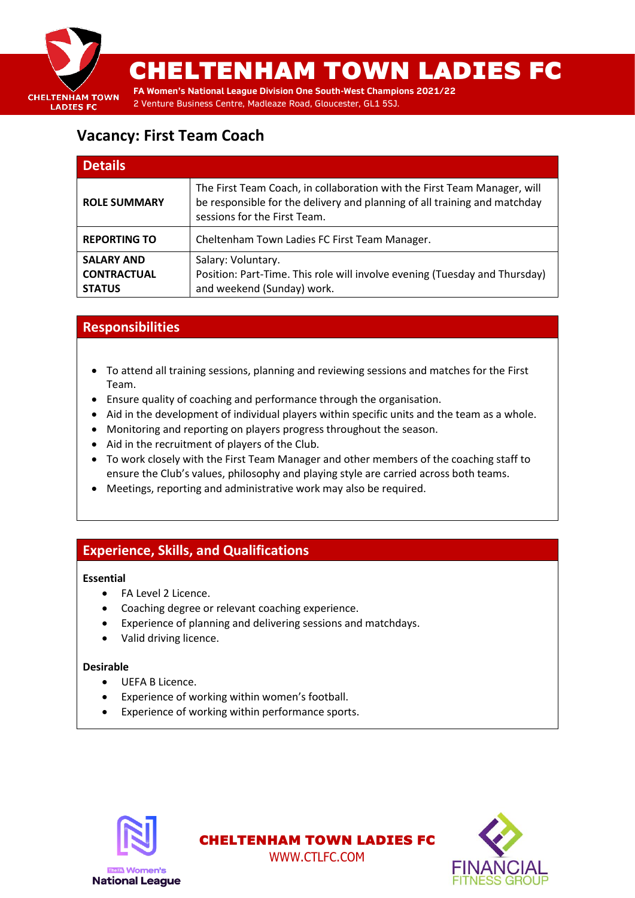# CHELTENHAM TOWN LADIES FC

**FA Women's National League Division One South-West Champions 2021/22**

2 Venture Business Centre, Madleaze Road, Gloucester, GL1 5SJ.

## Vacancy: First Team Coach

| Details | |
|---|---|
| **ROLE SUMMARY** | The First Team Coach, in collaboration with the First Team Manager, will be responsible for the delivery and planning of all training and matchday sessions for the First Team. |
| **REPORTING TO** | Cheltenham Town Ladies FC First Team Manager. |
| **SALARY AND CONTRACTUAL STATUS** | Salary: Voluntary.<br>Position: Part-Time. This role will involve evening (Tuesday and Thursday) and weekend (Sunday) work. |

## Responsibilities

- To attend all training sessions, planning and reviewing sessions and matches for the First Team.
- Ensure quality of coaching and performance through the organisation.
- Aid in the development of individual players within specific units and the team as a whole.
- Monitoring and reporting on players progress throughout the season.
- Aid in the recruitment of players of the Club.
- To work closely with the First Team Manager and other members of the coaching staff to ensure the Club's values, philosophy and playing style are carried across both teams.
- Meetings, reporting and administrative work may also be required.

## Experience, Skills, and Qualifications

**Essential**

- FA Level 2 Licence.
- Coaching degree or relevant coaching experience.
- Experience of planning and delivering sessions and matchdays.
- Valid driving licence.

**Desirable**

- UEFA B Licence.
- Experience of working within women's football.
- Experience of working within performance sports.

**CHELTENHAM TOWN LADIES FC**

WWW.CTLFC.COM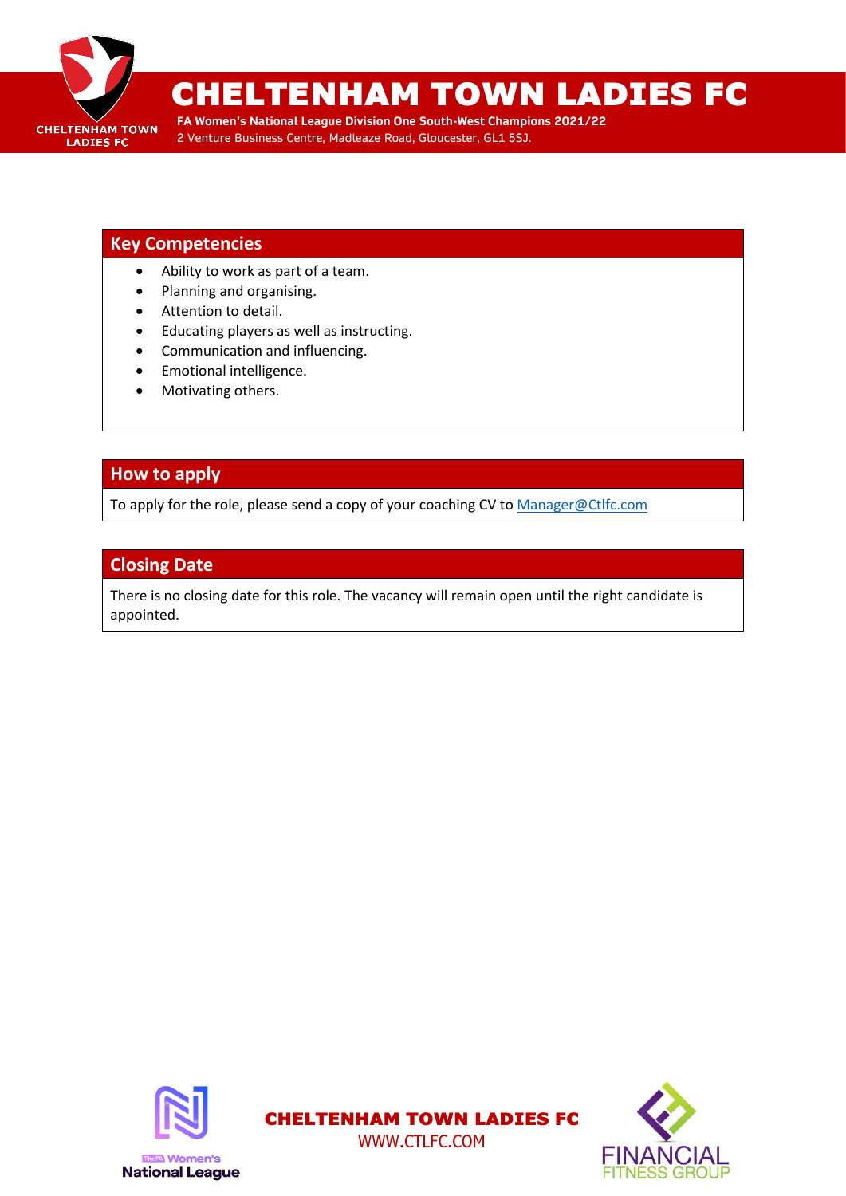## Key Competencies

- Ability to work as part of a team.
- Planning and organising.
- Attention to detail.
- Educating players as well as instructing.
- Communication and influencing.
- Emotional intelligence.
- Motivating others.

## How to apply

To apply for the role, please send a copy of your coaching CV to Manager@Ctlfc.com

## Closing Date

There is no closing date for this role. The vacancy will remain open until the right candidate is appointed.